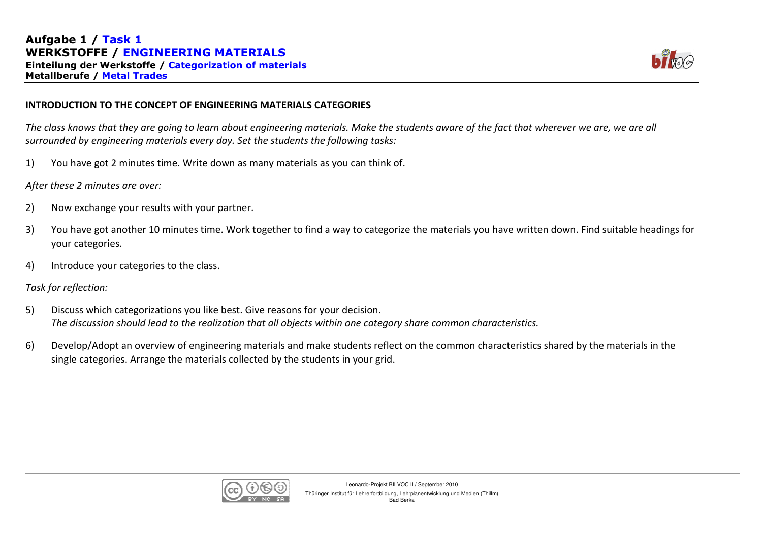# Aufgabe 1 / Task 1
## WERKSTOFFE / ENGINEERING MATERIALS
### Einteilung der Werkstoffe / Categorization of materials
### Metallberufe / Metal Trades

**INTRODUCTION TO THE CONCEPT OF ENGINEERING MATERIALS CATEGORIES**

*The class knows that they are going to learn about engineering materials. Make the students aware of the fact that wherever we are, we are all surrounded by engineering materials every day. Set the students the following tasks:*

1) You have got 2 minutes time. Write down as many materials as you can think of.

*After these 2 minutes are over:*

2) Now exchange your results with your partner.

3) You have got another 10 minutes time. Work together to find a way to categorize the materials you have written down. Find suitable headings for your categories.

4) Introduce your categories to the class.

*Task for reflection:*

5) Discuss which categorizations you like best. Give reasons for your decision.
*The discussion should lead to the realization that all objects within one category share common characteristics.*

6) Develop/Adopt an overview of engineering materials and make students reflect on the common characteristics shared by the materials in the single categories. Arrange the materials collected by the students in your grid.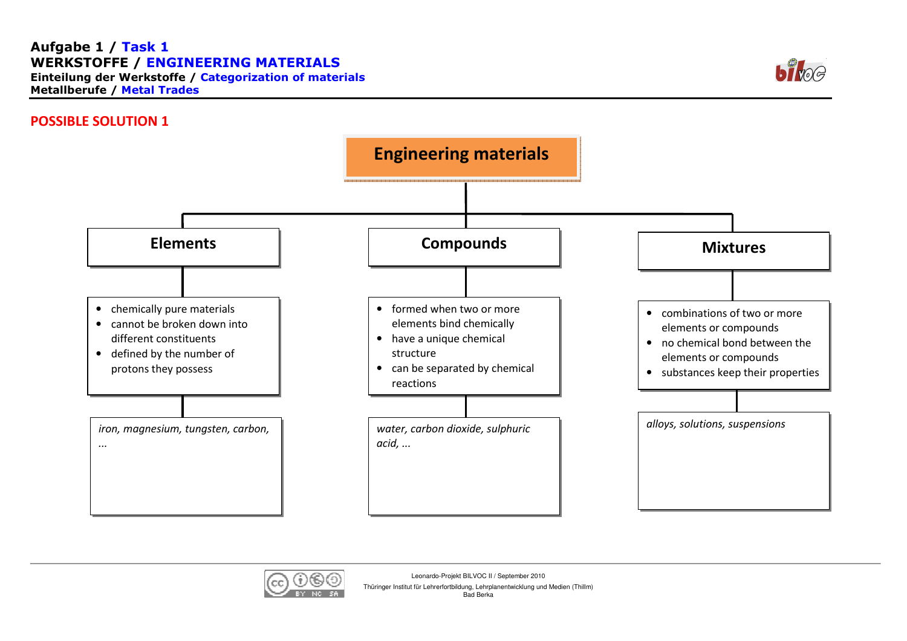**Aufgabe 1 / Task 1**
**WERKSTOFFE / ENGINEERING MATERIALS**
**Einteilung der Werkstoffe / Categorization of materials**
**Metallberufe / Metal Trades**

## POSSIBLE SOLUTION 1

# Engineering materials

## Elements

- chemically pure materials
- cannot be broken down into different constituents
- defined by the number of protons they possess

*iron, magnesium, tungsten, carbon, ...*

## Compounds

- formed when two or more elements bind chemically
- have a unique chemical structure
- can be separated by chemical reactions

*water, carbon dioxide, sulphuric acid, ...*

## Mixtures

- combinations of two or more elements or compounds
- no chemical bond between the elements or compounds
- substances keep their properties

*alloys, solutions, suspensions*

Leonardo-Projekt BILVOC II / September 2010
Thüringer Institut für Lehrerfortbildung, Lehrplanentwicklung und Medien (Thillm)
Bad Berka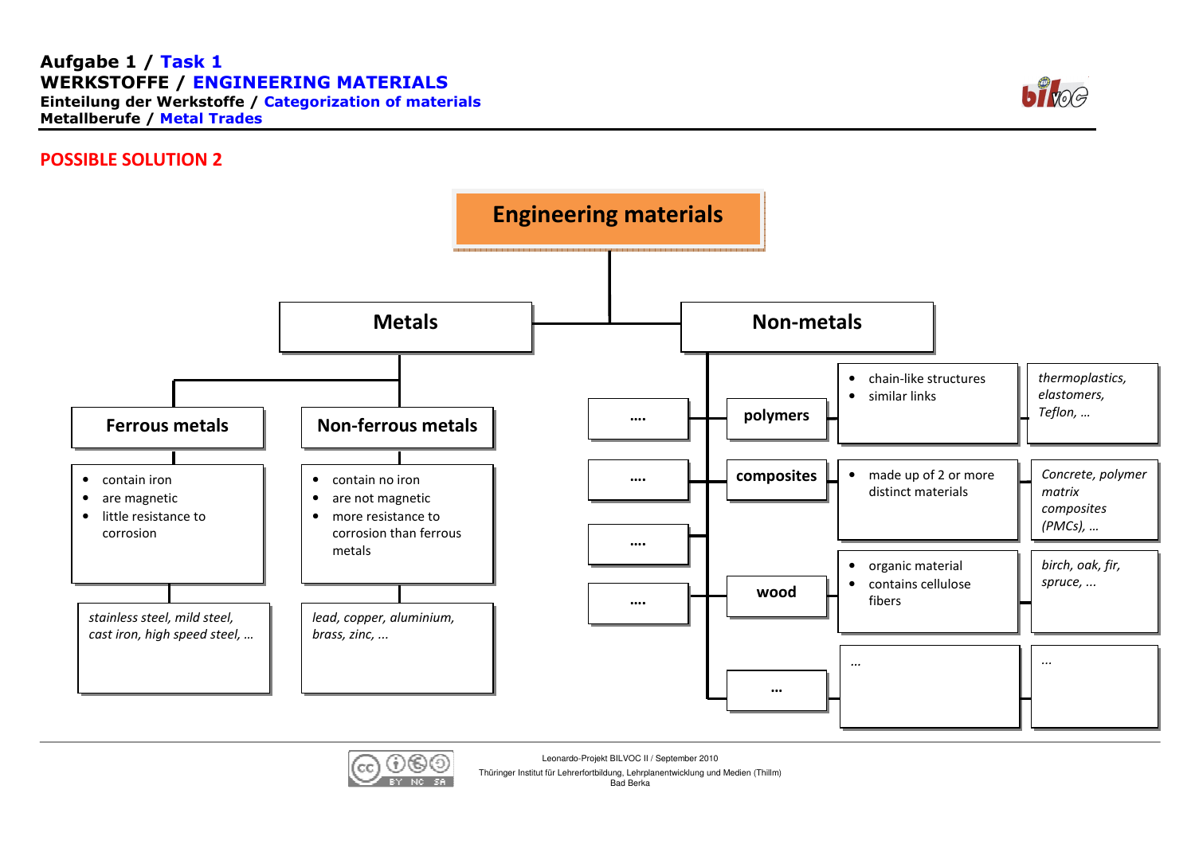**Aufgabe 1 / Task 1**
**WERKSTOFFE / ENGINEERING MATERIALS**
**Einteilung der Werkstoffe / Categorization of materials**
**Metallberufe / Metal Trades**

## POSSIBLE SOLUTION 2

# Engineering materials

## Metals

### Ferrous metals

- contain iron
- are magnetic
- little resistance to corrosion

*stainless steel, mild steel, cast iron, high speed steel, …*

### Non-ferrous metals

- contain no iron
- are not magnetic
- more resistance to corrosion than ferrous metals

*lead, copper, aluminium, brass, zinc, ...*

## Non-metals

....

....

....

....

### polymers

- chain-like structures
- similar links

*thermoplastics, elastomers, Teflon, …*

### composites

- made up of 2 or more distinct materials

*Concrete, polymer matrix composites (PMCs), …*

### wood

- organic material
- contains cellulose fibers

*birch, oak, fir, spruce, ...*

### …

…

…